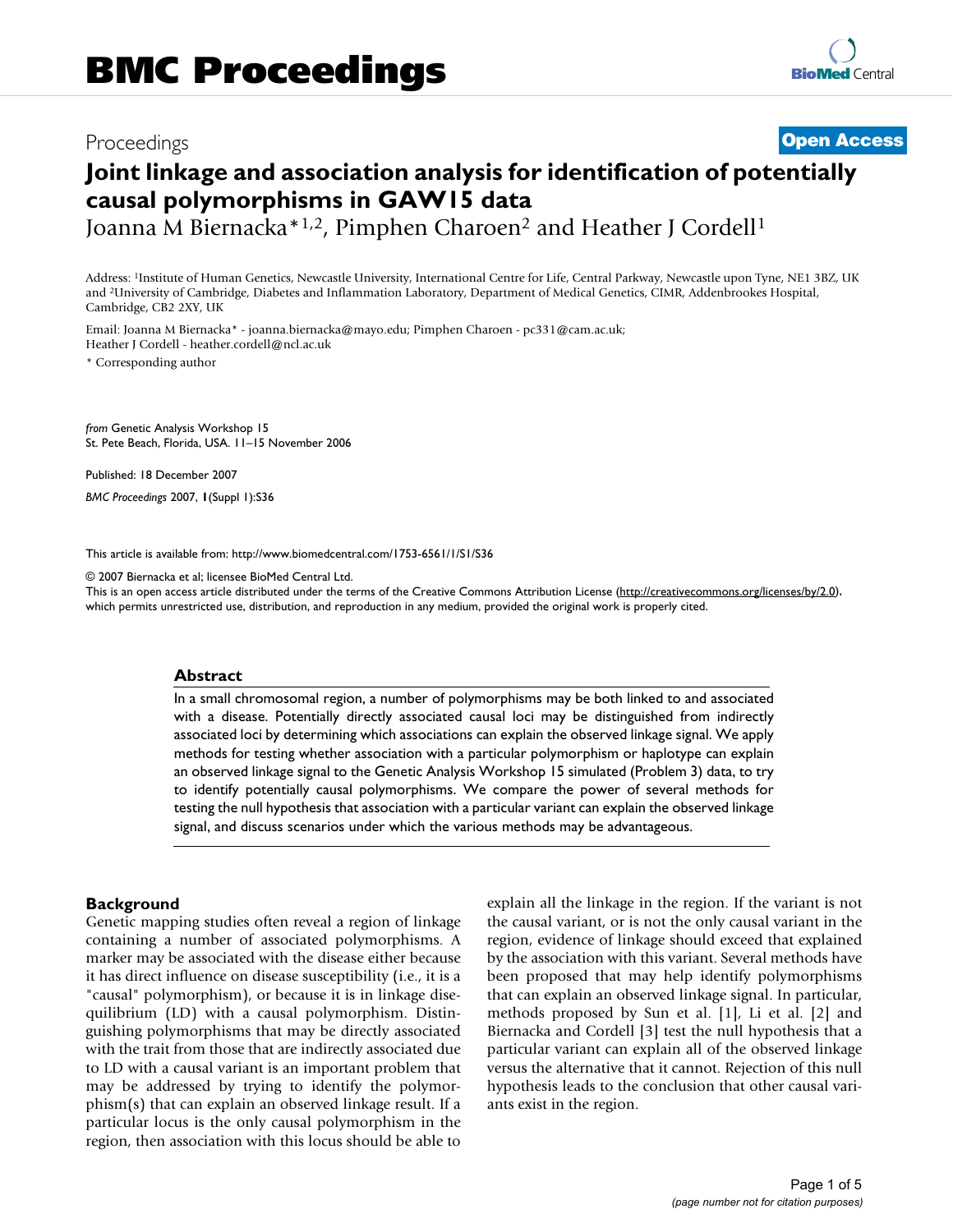# BMC Proceedings

Proceedings **Open Access**

# Joint linkage and association analysis for identification of potentially causal polymorphisms in GAW15 data

Joanna M Biernacka*[1,2], Pimphen Charoen[2] and Heather J Cordell[1]

Address: [1]Institute of Human Genetics, Newcastle University, International Centre for Life, Central Parkway, Newcastle upon Tyne, NE1 3BZ, UK and [2]University of Cambridge, Diabetes and Inflammation Laboratory, Department of Medical Genetics, CIMR, Addenbrookes Hospital, Cambridge, CB2 2XY, UK

Email: Joanna M Biernacka* - joanna.biernacka@mayo.edu; Pimphen Charoen - pc331@cam.ac.uk; Heather J Cordell - heather.cordell@ncl.ac.uk

* Corresponding author

*from* Genetic Analysis Workshop 15
St. Pete Beach, Florida, USA. 11–15 November 2006

Published: 18 December 2007

*BMC Proceedings* 2007, **1**(Suppl 1):S36

This article is available from: http://www.biomedcentral.com/1753-6561/1/S1/S36

© 2007 Biernacka et al; licensee BioMed Central Ltd.
This is an open access article distributed under the terms of the Creative Commons Attribution License (http://creativecommons.org/licenses/by/2.0), which permits unrestricted use, distribution, and reproduction in any medium, provided the original work is properly cited.

## Abstract

In a small chromosomal region, a number of polymorphisms may be both linked to and associated with a disease. Potentially directly associated causal loci may be distinguished from indirectly associated loci by determining which associations can explain the observed linkage signal. We apply methods for testing whether association with a particular polymorphism or haplotype can explain an observed linkage signal to the Genetic Analysis Workshop 15 simulated (Problem 3) data, to try to identify potentially causal polymorphisms. We compare the power of several methods for testing the null hypothesis that association with a particular variant can explain the observed linkage signal, and discuss scenarios under which the various methods may be advantageous.

## Background

Genetic mapping studies often reveal a region of linkage containing a number of associated polymorphisms. A marker may be associated with the disease either because it has direct influence on disease susceptibility (i.e., it is a "causal" polymorphism), or because it is in linkage disequilibrium (LD) with a causal polymorphism. Distinguishing polymorphisms that may be directly associated with the trait from those that are indirectly associated due to LD with a causal variant is an important problem that may be addressed by trying to identify the polymorphism(s) that can explain an observed linkage result. If a particular locus is the only causal polymorphism in the region, then association with this locus should be able to explain all the linkage in the region. If the variant is not the causal variant, or is not the only causal variant in the region, evidence of linkage should exceed that explained by the association with this variant. Several methods have been proposed that may help identify polymorphisms that can explain an observed linkage signal. In particular, methods proposed by Sun et al. [1], Li et al. [2] and Biernacka and Cordell [3] test the null hypothesis that a particular variant can explain all of the observed linkage versus the alternative that it cannot. Rejection of this null hypothesis leads to the conclusion that other causal variants exist in the region.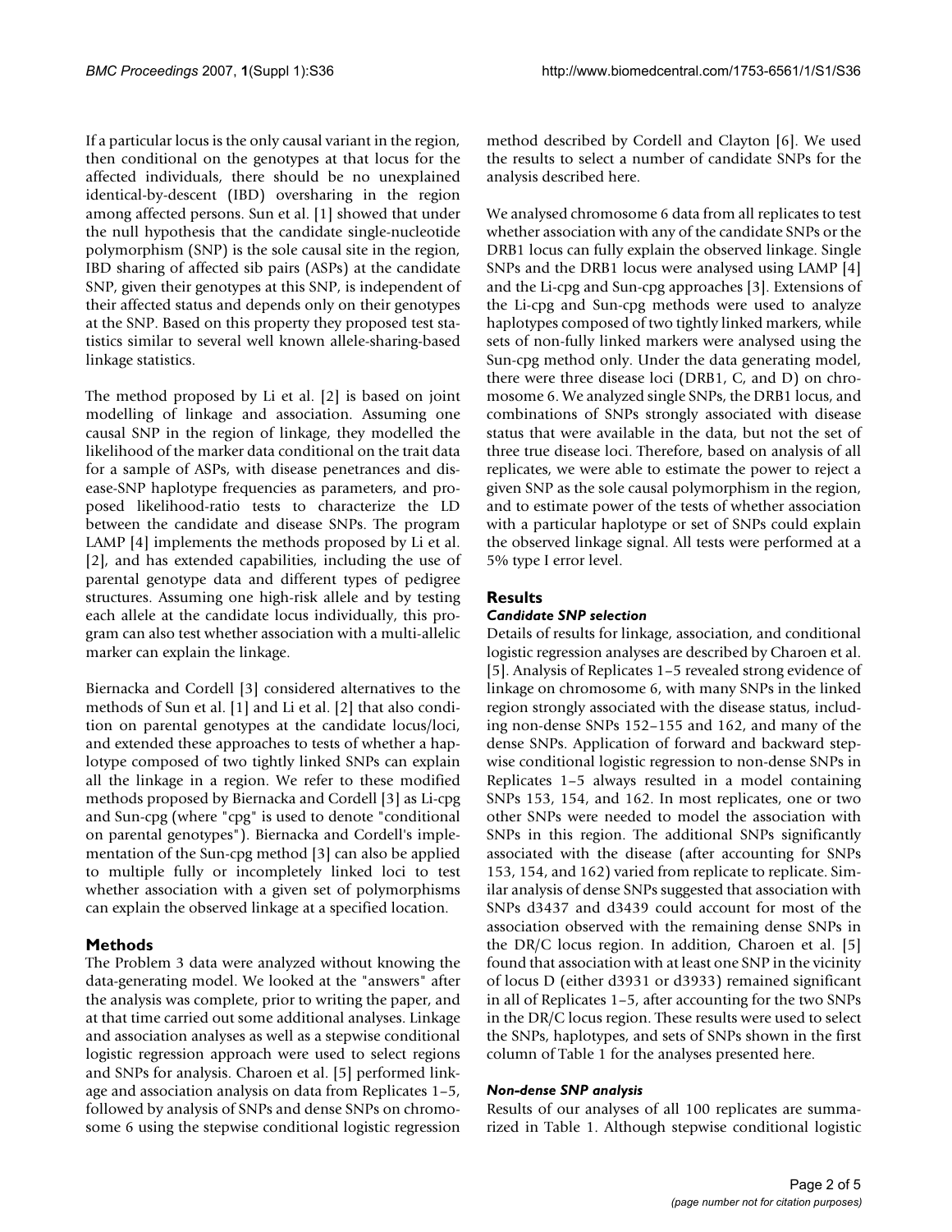If a particular locus is the only causal variant in the region, then conditional on the genotypes at that locus for the affected individuals, there should be no unexplained identical-by-descent (IBD) oversharing in the region among affected persons. Sun et al. [1] showed that under the null hypothesis that the candidate single-nucleotide polymorphism (SNP) is the sole causal site in the region, IBD sharing of affected sib pairs (ASPs) at the candidate SNP, given their genotypes at this SNP, is independent of their affected status and depends only on their genotypes at the SNP. Based on this property they proposed test statistics similar to several well known allele-sharing-based linkage statistics.

The method proposed by Li et al. [2] is based on joint modelling of linkage and association. Assuming one causal SNP in the region of linkage, they modelled the likelihood of the marker data conditional on the trait data for a sample of ASPs, with disease penetrances and disease-SNP haplotype frequencies as parameters, and proposed likelihood-ratio tests to characterize the LD between the candidate and disease SNPs. The program LAMP [4] implements the methods proposed by Li et al. [2], and has extended capabilities, including the use of parental genotype data and different types of pedigree structures. Assuming one high-risk allele and by testing each allele at the candidate locus individually, this program can also test whether association with a multi-allelic marker can explain the linkage.

Biernacka and Cordell [3] considered alternatives to the methods of Sun et al. [1] and Li et al. [2] that also condition on parental genotypes at the candidate locus/loci, and extended these approaches to tests of whether a haplotype composed of two tightly linked SNPs can explain all the linkage in a region. We refer to these modified methods proposed by Biernacka and Cordell [3] as Li-cpg and Sun-cpg (where "cpg" is used to denote "conditional on parental genotypes"). Biernacka and Cordell's implementation of the Sun-cpg method [3] can also be applied to multiple fully or incompletely linked loci to test whether association with a given set of polymorphisms can explain the observed linkage at a specified location.

## Methods

The Problem 3 data were analyzed without knowing the data-generating model. We looked at the "answers" after the analysis was complete, prior to writing the paper, and at that time carried out some additional analyses. Linkage and association analyses as well as a stepwise conditional logistic regression approach were used to select regions and SNPs for analysis. Charoen et al. [5] performed linkage and association analysis on data from Replicates 1–5, followed by analysis of SNPs and dense SNPs on chromosome 6 using the stepwise conditional logistic regression method described by Cordell and Clayton [6]. We used the results to select a number of candidate SNPs for the analysis described here.

We analysed chromosome 6 data from all replicates to test whether association with any of the candidate SNPs or the DRB1 locus can fully explain the observed linkage. Single SNPs and the DRB1 locus were analysed using LAMP [4] and the Li-cpg and Sun-cpg approaches [3]. Extensions of the Li-cpg and Sun-cpg methods were used to analyze haplotypes composed of two tightly linked markers, while sets of non-fully linked markers were analysed using the Sun-cpg method only. Under the data generating model, there were three disease loci (DRB1, C, and D) on chromosome 6. We analyzed single SNPs, the DRB1 locus, and combinations of SNPs strongly associated with disease status that were available in the data, but not the set of three true disease loci. Therefore, based on analysis of all replicates, we were able to estimate the power to reject a given SNP as the sole causal polymorphism in the region, and to estimate power of the tests of whether association with a particular haplotype or set of SNPs could explain the observed linkage signal. All tests were performed at a 5% type I error level.

## Results

### *Candidate SNP selection*

Details of results for linkage, association, and conditional logistic regression analyses are described by Charoen et al. [5]. Analysis of Replicates 1–5 revealed strong evidence of linkage on chromosome 6, with many SNPs in the linked region strongly associated with the disease status, including non-dense SNPs 152–155 and 162, and many of the dense SNPs. Application of forward and backward stepwise conditional logistic regression to non-dense SNPs in Replicates 1–5 always resulted in a model containing SNPs 153, 154, and 162. In most replicates, one or two other SNPs were needed to model the association with SNPs in this region. The additional SNPs significantly associated with the disease (after accounting for SNPs 153, 154, and 162) varied from replicate to replicate. Similar analysis of dense SNPs suggested that association with SNPs d3437 and d3439 could account for most of the association observed with the remaining dense SNPs in the DR/C locus region. In addition, Charoen et al. [5] found that association with at least one SNP in the vicinity of locus D (either d3931 or d3933) remained significant in all of Replicates 1–5, after accounting for the two SNPs in the DR/C locus region. These results were used to select the SNPs, haplotypes, and sets of SNPs shown in the first column of Table 1 for the analyses presented here.

### *Non-dense SNP analysis*

Results of our analyses of all 100 replicates are summarized in Table 1. Although stepwise conditional logistic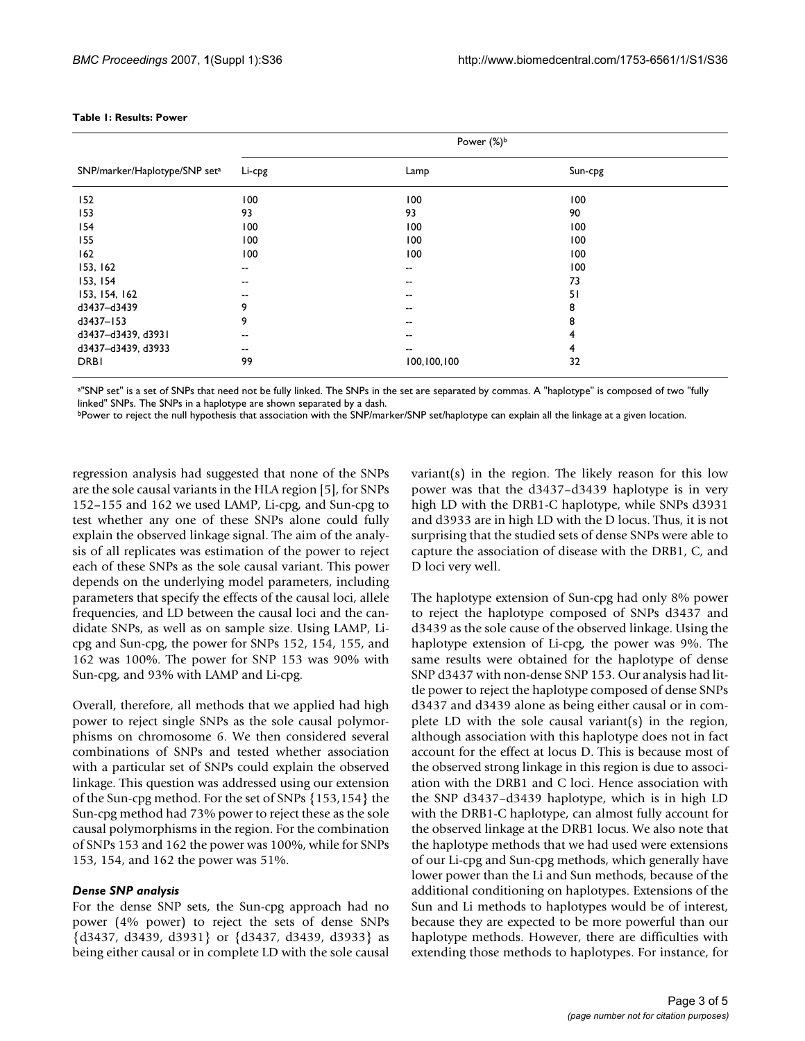**Table 1: Results: Power**

| SNP/marker/Haplotype/SNP set[a] | Power (%)[b] | | |
|---|---|---|---|
| | Li-cpg | Lamp | Sun-cpg |
| 152 | 100 | 100 | 100 |
| 153 | 93 | 93 | 90 |
| 154 | 100 | 100 | 100 |
| 155 | 100 | 100 | 100 |
| 162 | 100 | 100 | 100 |
| 153, 162 | -- | -- | 100 |
| 153, 154 | -- | -- | 73 |
| 153, 154, 162 | -- | -- | 51 |
| d3437–d3439 | 9 | -- | 8 |
| d3437–153 | 9 | -- | 8 |
| d3437–d3439, d3931 | -- | -- | 4 |
| d3437–d3439, d3933 | -- | -- | 4 |
| DRB1 | 99 | 100,100,100 | 32 |

[a]"SNP set" is a set of SNPs that need not be fully linked. The SNPs in the set are separated by commas. A "haplotype" is composed of two "fully linked" SNPs. The SNPs in a haplotype are shown separated by a dash.
[b]Power to reject the null hypothesis that association with the SNP/marker/SNP set/haplotype can explain all the linkage at a given location.

regression analysis had suggested that none of the SNPs are the sole causal variants in the HLA region [5], for SNPs 152–155 and 162 we used LAMP, Li-cpg, and Sun-cpg to test whether any one of these SNPs alone could fully explain the observed linkage signal. The aim of the analysis of all replicates was estimation of the power to reject each of these SNPs as the sole causal variant. This power depends on the underlying model parameters, including parameters that specify the effects of the causal loci, allele frequencies, and LD between the causal loci and the candidate SNPs, as well as on sample size. Using LAMP, Li-cpg and Sun-cpg, the power for SNPs 152, 154, 155, and 162 was 100%. The power for SNP 153 was 90% with Sun-cpg, and 93% with LAMP and Li-cpg.

Overall, therefore, all methods that we applied had high power to reject single SNPs as the sole causal polymorphisms on chromosome 6. We then considered several combinations of SNPs and tested whether association with a particular set of SNPs could explain the observed linkage. This question was addressed using our extension of the Sun-cpg method. For the set of SNPs {153,154} the Sun-cpg method had 73% power to reject these as the sole causal polymorphisms in the region. For the combination of SNPs 153 and 162 the power was 100%, while for SNPs 153, 154, and 162 the power was 51%.

### *Dense SNP analysis*

For the dense SNP sets, the Sun-cpg approach had no power (4% power) to reject the sets of dense SNPs {d3437, d3439, d3931} or {d3437, d3439, d3933} as being either causal or in complete LD with the sole causal variant(s) in the region. The likely reason for this low power was that the d3437–d3439 haplotype is in very high LD with the DRB1-C haplotype, while SNPs d3931 and d3933 are in high LD with the D locus. Thus, it is not surprising that the studied sets of dense SNPs were able to capture the association of disease with the DRB1, C, and D loci very well.

The haplotype extension of Sun-cpg had only 8% power to reject the haplotype composed of SNPs d3437 and d3439 as the sole cause of the observed linkage. Using the haplotype extension of Li-cpg, the power was 9%. The same results were obtained for the haplotype of dense SNP d3437 with non-dense SNP 153. Our analysis had little power to reject the haplotype composed of dense SNPs d3437 and d3439 alone as being either causal or in complete LD with the sole causal variant(s) in the region, although association with this haplotype does not in fact account for the effect at locus D. This is because most of the observed strong linkage in this region is due to association with the DRB1 and C loci. Hence association with the SNP d3437–d3439 haplotype, which is in high LD with the DRB1-C haplotype, can almost fully account for the observed linkage at the DRB1 locus. We also note that the haplotype methods that we had used were extensions of our Li-cpg and Sun-cpg methods, which generally have lower power than the Li and Sun methods, because of the additional conditioning on haplotypes. Extensions of the Sun and Li methods to haplotypes would be of interest, because they are expected to be more powerful than our haplotype methods. However, there are difficulties with extending those methods to haplotypes. For instance, for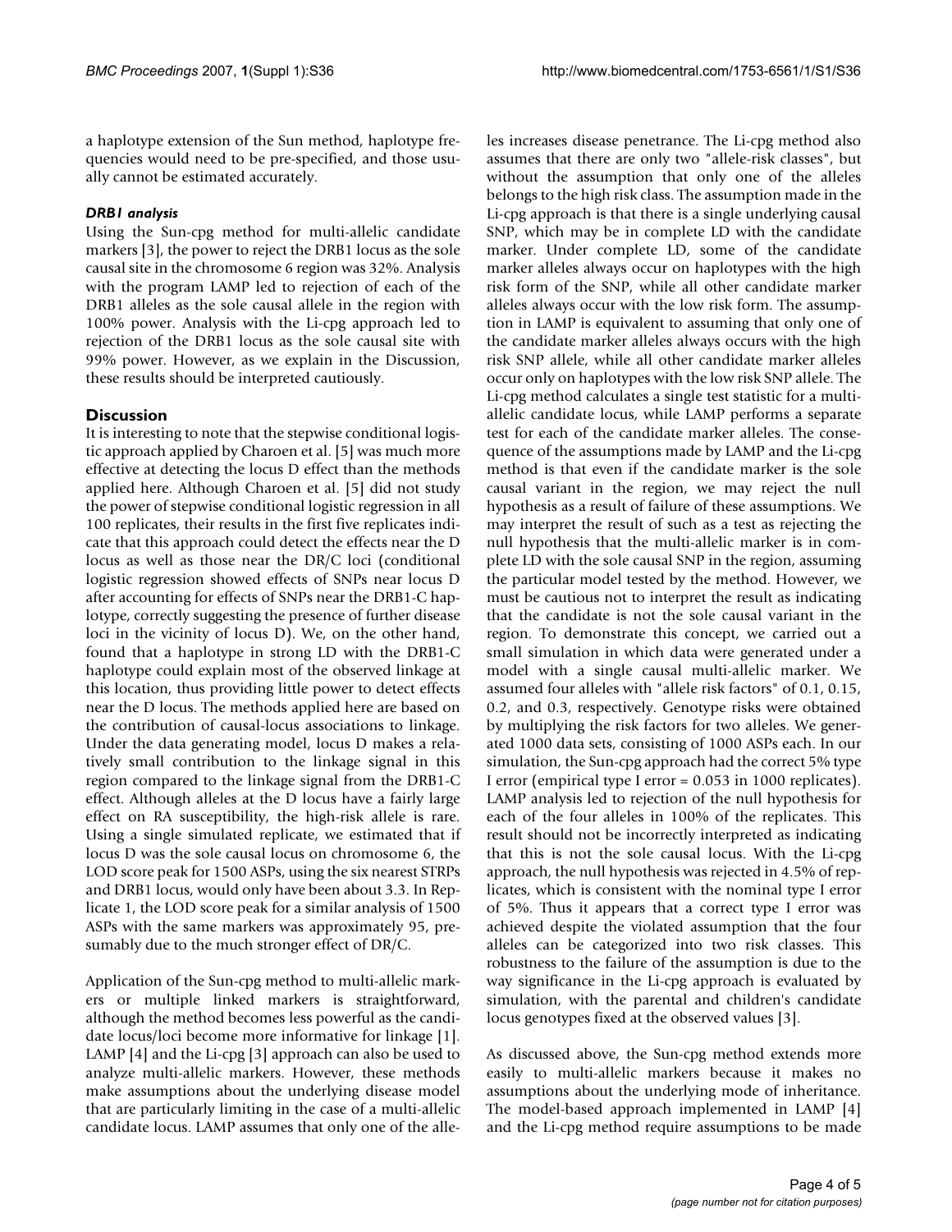a haplotype extension of the Sun method, haplotype frequencies would need to be pre-specified, and those usually cannot be estimated accurately.

### *DRB1 analysis*

Using the Sun-cpg method for multi-allelic candidate markers [3], the power to reject the DRB1 locus as the sole causal site in the chromosome 6 region was 32%. Analysis with the program LAMP led to rejection of each of the DRB1 alleles as the sole causal allele in the region with 100% power. Analysis with the Li-cpg approach led to rejection of the DRB1 locus as the sole causal site with 99% power. However, as we explain in the Discussion, these results should be interpreted cautiously.

## Discussion

It is interesting to note that the stepwise conditional logistic approach applied by Charoen et al. [5] was much more effective at detecting the locus D effect than the methods applied here. Although Charoen et al. [5] did not study the power of stepwise conditional logistic regression in all 100 replicates, their results in the first five replicates indicate that this approach could detect the effects near the D locus as well as those near the DR/C loci (conditional logistic regression showed effects of SNPs near locus D after accounting for effects of SNPs near the DRB1-C haplotype, correctly suggesting the presence of further disease loci in the vicinity of locus D). We, on the other hand, found that a haplotype in strong LD with the DRB1-C haplotype could explain most of the observed linkage at this location, thus providing little power to detect effects near the D locus. The methods applied here are based on the contribution of causal-locus associations to linkage. Under the data generating model, locus D makes a relatively small contribution to the linkage signal in this region compared to the linkage signal from the DRB1-C effect. Although alleles at the D locus have a fairly large effect on RA susceptibility, the high-risk allele is rare. Using a single simulated replicate, we estimated that if locus D was the sole causal locus on chromosome 6, the LOD score peak for 1500 ASPs, using the six nearest STRPs and DRB1 locus, would only have been about 3.3. In Replicate 1, the LOD score peak for a similar analysis of 1500 ASPs with the same markers was approximately 95, presumably due to the much stronger effect of DR/C.

Application of the Sun-cpg method to multi-allelic markers or multiple linked markers is straightforward, although the method becomes less powerful as the candidate locus/loci become more informative for linkage [1]. LAMP [4] and the Li-cpg [3] approach can also be used to analyze multi-allelic markers. However, these methods make assumptions about the underlying disease model that are particularly limiting in the case of a multi-allelic candidate locus. LAMP assumes that only one of the alleles increases disease penetrance. The Li-cpg method also assumes that there are only two "allele-risk classes", but without the assumption that only one of the alleles belongs to the high risk class. The assumption made in the Li-cpg approach is that there is a single underlying causal SNP, which may be in complete LD with the candidate marker. Under complete LD, some of the candidate marker alleles always occur on haplotypes with the high risk form of the SNP, while all other candidate marker alleles always occur with the low risk form. The assumption in LAMP is equivalent to assuming that only one of the candidate marker alleles always occurs with the high risk SNP allele, while all other candidate marker alleles occur only on haplotypes with the low risk SNP allele. The Li-cpg method calculates a single test statistic for a multi-allelic candidate locus, while LAMP performs a separate test for each of the candidate marker alleles. The consequence of the assumptions made by LAMP and the Li-cpg method is that even if the candidate marker is the sole causal variant in the region, we may reject the null hypothesis as a result of failure of these assumptions. We may interpret the result of such as a test as rejecting the null hypothesis that the multi-allelic marker is in complete LD with the sole causal SNP in the region, assuming the particular model tested by the method. However, we must be cautious not to interpret the result as indicating that the candidate is not the sole causal variant in the region. To demonstrate this concept, we carried out a small simulation in which data were generated under a model with a single causal multi-allelic marker. We assumed four alleles with "allele risk factors" of 0.1, 0.15, 0.2, and 0.3, respectively. Genotype risks were obtained by multiplying the risk factors for two alleles. We generated 1000 data sets, consisting of 1000 ASPs each. In our simulation, the Sun-cpg approach had the correct 5% type I error (empirical type I error = 0.053 in 1000 replicates). LAMP analysis led to rejection of the null hypothesis for each of the four alleles in 100% of the replicates. This result should not be incorrectly interpreted as indicating that this is not the sole causal locus. With the Li-cpg approach, the null hypothesis was rejected in 4.5% of replicates, which is consistent with the nominal type I error of 5%. Thus it appears that a correct type I error was achieved despite the violated assumption that the four alleles can be categorized into two risk classes. This robustness to the failure of the assumption is due to the way significance in the Li-cpg approach is evaluated by simulation, with the parental and children's candidate locus genotypes fixed at the observed values [3].

As discussed above, the Sun-cpg method extends more easily to multi-allelic markers because it makes no assumptions about the underlying mode of inheritance. The model-based approach implemented in LAMP [4] and the Li-cpg method require assumptions to be made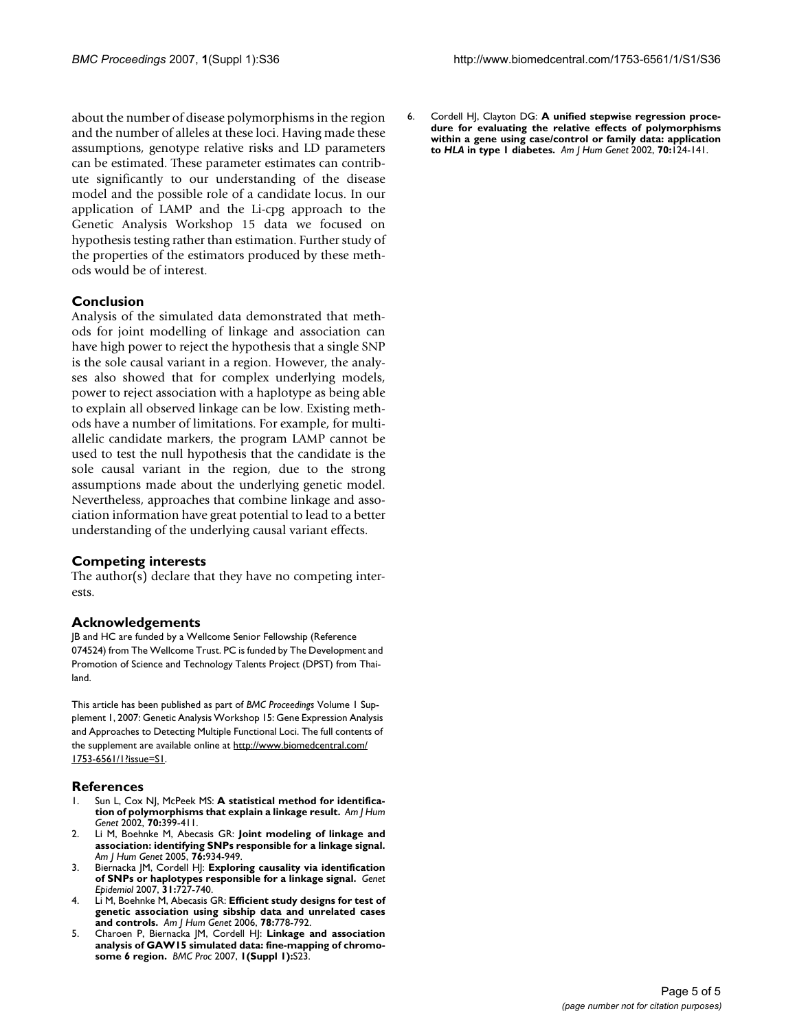about the number of disease polymorphisms in the region and the number of alleles at these loci. Having made these assumptions, genotype relative risks and LD parameters can be estimated. These parameter estimates can contribute significantly to our understanding of the disease model and the possible role of a candidate locus. In our application of LAMP and the Li-cpg approach to the Genetic Analysis Workshop 15 data we focused on hypothesis testing rather than estimation. Further study of the properties of the estimators produced by these methods would be of interest.

## Conclusion

Analysis of the simulated data demonstrated that methods for joint modelling of linkage and association can have high power to reject the hypothesis that a single SNP is the sole causal variant in a region. However, the analyses also showed that for complex underlying models, power to reject association with a haplotype as being able to explain all observed linkage can be low. Existing methods have a number of limitations. For example, for multi-allelic candidate markers, the program LAMP cannot be used to test the null hypothesis that the candidate is the sole causal variant in the region, due to the strong assumptions made about the underlying genetic model. Nevertheless, approaches that combine linkage and association information have great potential to lead to a better understanding of the underlying causal variant effects.

## Competing interests

The author(s) declare that they have no competing interests.

## Acknowledgements

JB and HC are funded by a Wellcome Senior Fellowship (Reference 074524) from The Wellcome Trust. PC is funded by The Development and Promotion of Science and Technology Talents Project (DPST) from Thailand.

This article has been published as part of *BMC Proceedings* Volume 1 Supplement 1, 2007: Genetic Analysis Workshop 15: Gene Expression Analysis and Approaches to Detecting Multiple Functional Loci. The full contents of the supplement are available online at http://www.biomedcentral.com/1753-6561/1?issue=S1.

## References

1. Sun L, Cox NJ, McPeek MS: **A statistical method for identification of polymorphisms that explain a linkage result.** *Am J Hum Genet* 2002, **70:**399-411.
2. Li M, Boehnke M, Abecasis GR: **Joint modeling of linkage and association: identifying SNPs responsible for a linkage signal.** *Am J Hum Genet* 2005, **76:**934-949.
3. Biernacka JM, Cordell HJ: **Exploring causality via identification of SNPs or haplotypes responsible for a linkage signal.** *Genet Epidemiol* 2007, **31:**727-740.
4. Li M, Boehnke M, Abecasis GR: **Efficient study designs for test of genetic association using sibship data and unrelated cases and controls.** *Am J Hum Genet* 2006, **78:**778-792.
5. Charoen P, Biernacka JM, Cordell HJ: **Linkage and association analysis of GAW15 simulated data: fine-mapping of chromosome 6 region.** *BMC Proc* 2007, **1(Suppl 1):**S23.
6. Cordell HJ, Clayton DG: **A unified stepwise regression procedure for evaluating the relative effects of polymorphisms within a gene using case/control or family data: application to *HLA* in type 1 diabetes.** *Am J Hum Genet* 2002, **70:**124-141.